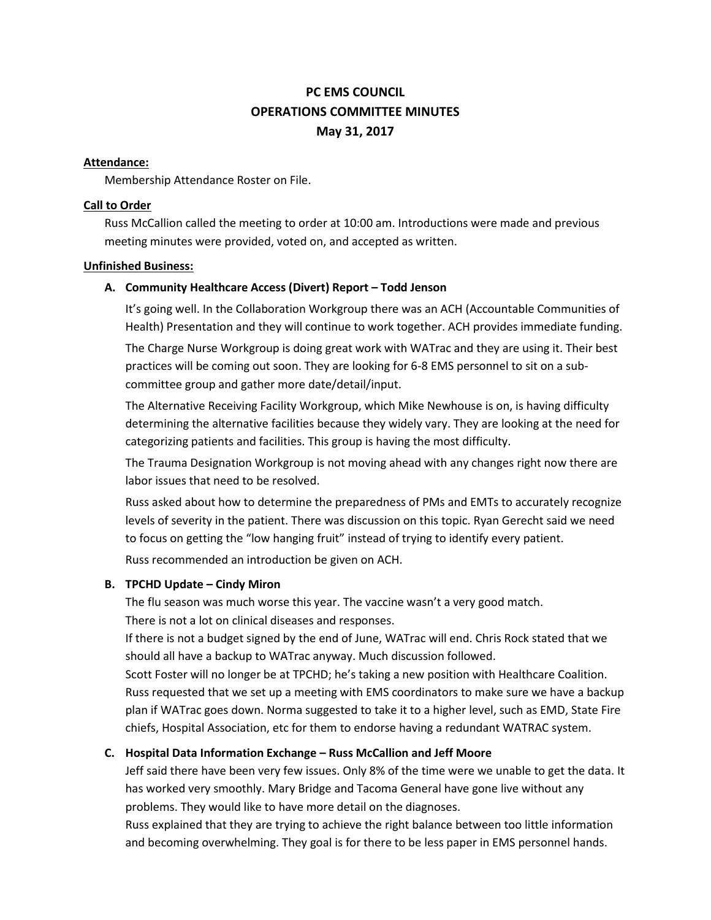# PC EMS COUNCIL
# OPERATIONS COMMITTEE MINUTES
# May 31, 2017

**Attendance:**

Membership Attendance Roster on File.

**Call to Order**

Russ McCallion called the meeting to order at 10:00 am. Introductions were made and previous meeting minutes were provided, voted on, and accepted as written.

**Unfinished Business:**

**A. Community Healthcare Access (Divert) Report – Todd Jenson**

It's going well. In the Collaboration Workgroup there was an ACH (Accountable Communities of Health) Presentation and they will continue to work together. ACH provides immediate funding.

The Charge Nurse Workgroup is doing great work with WATrac and they are using it. Their best practices will be coming out soon. They are looking for 6-8 EMS personnel to sit on a sub-committee group and gather more date/detail/input.

The Alternative Receiving Facility Workgroup, which Mike Newhouse is on, is having difficulty determining the alternative facilities because they widely vary. They are looking at the need for categorizing patients and facilities. This group is having the most difficulty.

The Trauma Designation Workgroup is not moving ahead with any changes right now there are labor issues that need to be resolved.

Russ asked about how to determine the preparedness of PMs and EMTs to accurately recognize levels of severity in the patient. There was discussion on this topic. Ryan Gerecht said we need to focus on getting the "low hanging fruit" instead of trying to identify every patient.

Russ recommended an introduction be given on ACH.

**B. TPCHD Update – Cindy Miron**

The flu season was much worse this year. The vaccine wasn't a very good match.
There is not a lot on clinical diseases and responses.
If there is not a budget signed by the end of June, WATrac will end. Chris Rock stated that we should all have a backup to WATrac anyway. Much discussion followed.
Scott Foster will no longer be at TPCHD; he's taking a new position with Healthcare Coalition.
Russ requested that we set up a meeting with EMS coordinators to make sure we have a backup plan if WATrac goes down. Norma suggested to take it to a higher level, such as EMD, State Fire chiefs, Hospital Association, etc for them to endorse having a redundant WATRAC system.

**C. Hospital Data Information Exchange – Russ McCallion and Jeff Moore**

Jeff said there have been very few issues. Only 8% of the time were we unable to get the data. It has worked very smoothly. Mary Bridge and Tacoma General have gone live without any problems. They would like to have more detail on the diagnoses.
Russ explained that they are trying to achieve the right balance between too little information and becoming overwhelming. They goal is for there to be less paper in EMS personnel hands.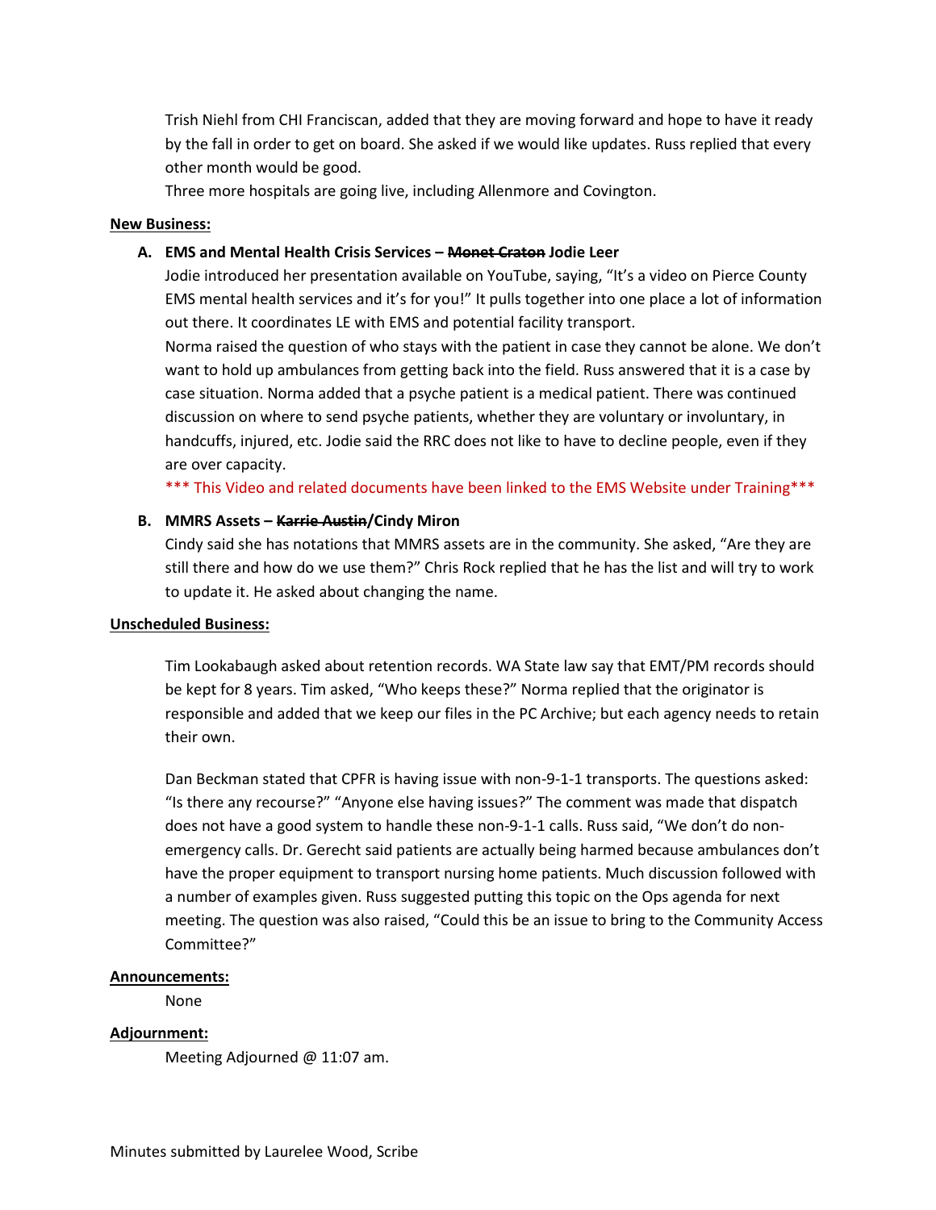Trish Niehl from CHI Franciscan, added that they are moving forward and hope to have it ready by the fall in order to get on board. She asked if we would like updates. Russ replied that every other month would be good.

Three more hospitals are going live, including Allenmore and Covington.

**New Business:**

**A. EMS and Mental Health Crisis Services – ~~Monet Craton~~ Jodie Leer**

Jodie introduced her presentation available on YouTube, saying, "It's a video on Pierce County EMS mental health services and it's for you!" It pulls together into one place a lot of information out there. It coordinates LE with EMS and potential facility transport.

Norma raised the question of who stays with the patient in case they cannot be alone. We don't want to hold up ambulances from getting back into the field. Russ answered that it is a case by case situation. Norma added that a psyche patient is a medical patient. There was continued discussion on where to send psyche patients, whether they are voluntary or involuntary, in handcuffs, injured, etc. Jodie said the RRC does not like to have to decline people, even if they are over capacity.

*** This Video and related documents have been linked to the EMS Website under Training***

**B. MMRS Assets – ~~Karrie Austin~~/Cindy Miron**

Cindy said she has notations that MMRS assets are in the community. She asked, "Are they are still there and how do we use them?" Chris Rock replied that he has the list and will try to work to update it. He asked about changing the name.

**Unscheduled Business:**

Tim Lookabaugh asked about retention records. WA State law say that EMT/PM records should be kept for 8 years. Tim asked, "Who keeps these?" Norma replied that the originator is responsible and added that we keep our files in the PC Archive; but each agency needs to retain their own.

Dan Beckman stated that CPFR is having issue with non-9-1-1 transports. The questions asked: "Is there any recourse?" "Anyone else having issues?" The comment was made that dispatch does not have a good system to handle these non-9-1-1 calls. Russ said, "We don't do non-emergency calls. Dr. Gerecht said patients are actually being harmed because ambulances don't have the proper equipment to transport nursing home patients. Much discussion followed with a number of examples given. Russ suggested putting this topic on the Ops agenda for next meeting. The question was also raised, "Could this be an issue to bring to the Community Access Committee?"

**Announcements:**

None

**Adjournment:**

Meeting Adjourned @ 11:07 am.

Minutes submitted by Laurelee Wood, Scribe